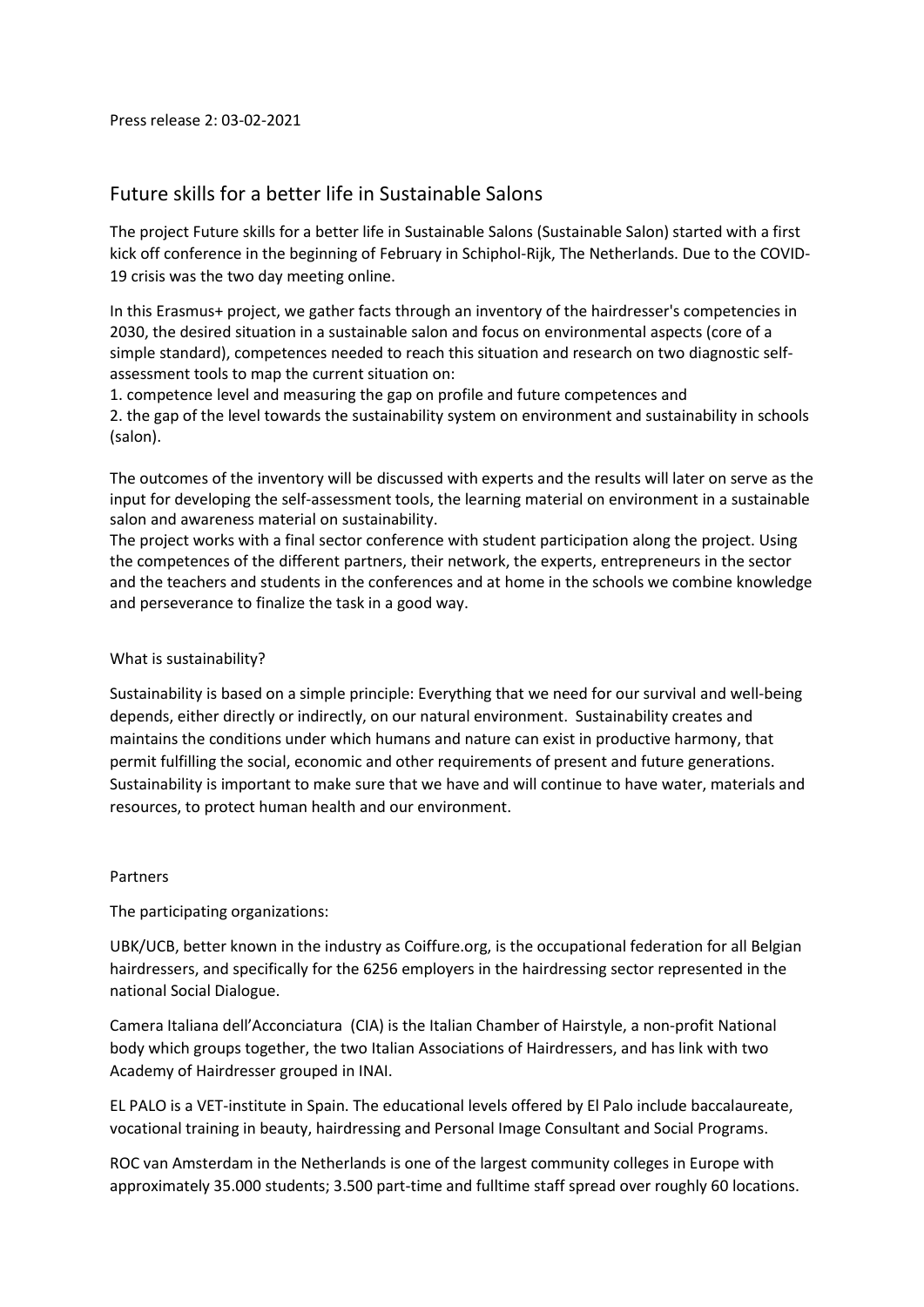Press release 2: 03-02-2021

# Future skills for a better life in Sustainable Salons

The project Future skills for a better life in Sustainable Salons (Sustainable Salon) started with a first kick off conference in the beginning of February in Schiphol-Rijk, The Netherlands. Due to the COVID-19 crisis was the two day meeting online.

In this Erasmus+ project, we gather facts through an inventory of the hairdresser's competencies in 2030, the desired situation in a sustainable salon and focus on environmental aspects (core of a simple standard), competences needed to reach this situation and research on two diagnostic self-assessment tools to map the current situation on:

1. competence level and measuring the gap on profile and future competences and
2. the gap of the level towards the sustainability system on environment and sustainability in schools (salon).

The outcomes of the inventory will be discussed with experts and the results will later on serve as the input for developing the self-assessment tools, the learning material on environment in a sustainable salon and awareness material on sustainability.

The project works with a final sector conference with student participation along the project. Using the competences of the different partners, their network, the experts, entrepreneurs in the sector and the teachers and students in the conferences and at home in the schools we combine knowledge and perseverance to finalize the task in a good way.

## What is sustainability?

Sustainability is based on a simple principle: Everything that we need for our survival and well-being depends, either directly or indirectly, on our natural environment. Sustainability creates and maintains the conditions under which humans and nature can exist in productive harmony, that permit fulfilling the social, economic and other requirements of present and future generations. Sustainability is important to make sure that we have and will continue to have water, materials and resources, to protect human health and our environment.

## Partners

The participating organizations:

UBK/UCB, better known in the industry as Coiffure.org, is the occupational federation for all Belgian hairdressers, and specifically for the 6256 employers in the hairdressing sector represented in the national Social Dialogue.

Camera Italiana dell'Acconciatura (CIA) is the Italian Chamber of Hairstyle, a non-profit National body which groups together, the two Italian Associations of Hairdressers, and has link with two Academy of Hairdresser grouped in INAI.

EL PALO is a VET-institute in Spain. The educational levels offered by El Palo include baccalaureate, vocational training in beauty, hairdressing and Personal Image Consultant and Social Programs.

ROC van Amsterdam in the Netherlands is one of the largest community colleges in Europe with approximately 35.000 students; 3.500 part-time and fulltime staff spread over roughly 60 locations.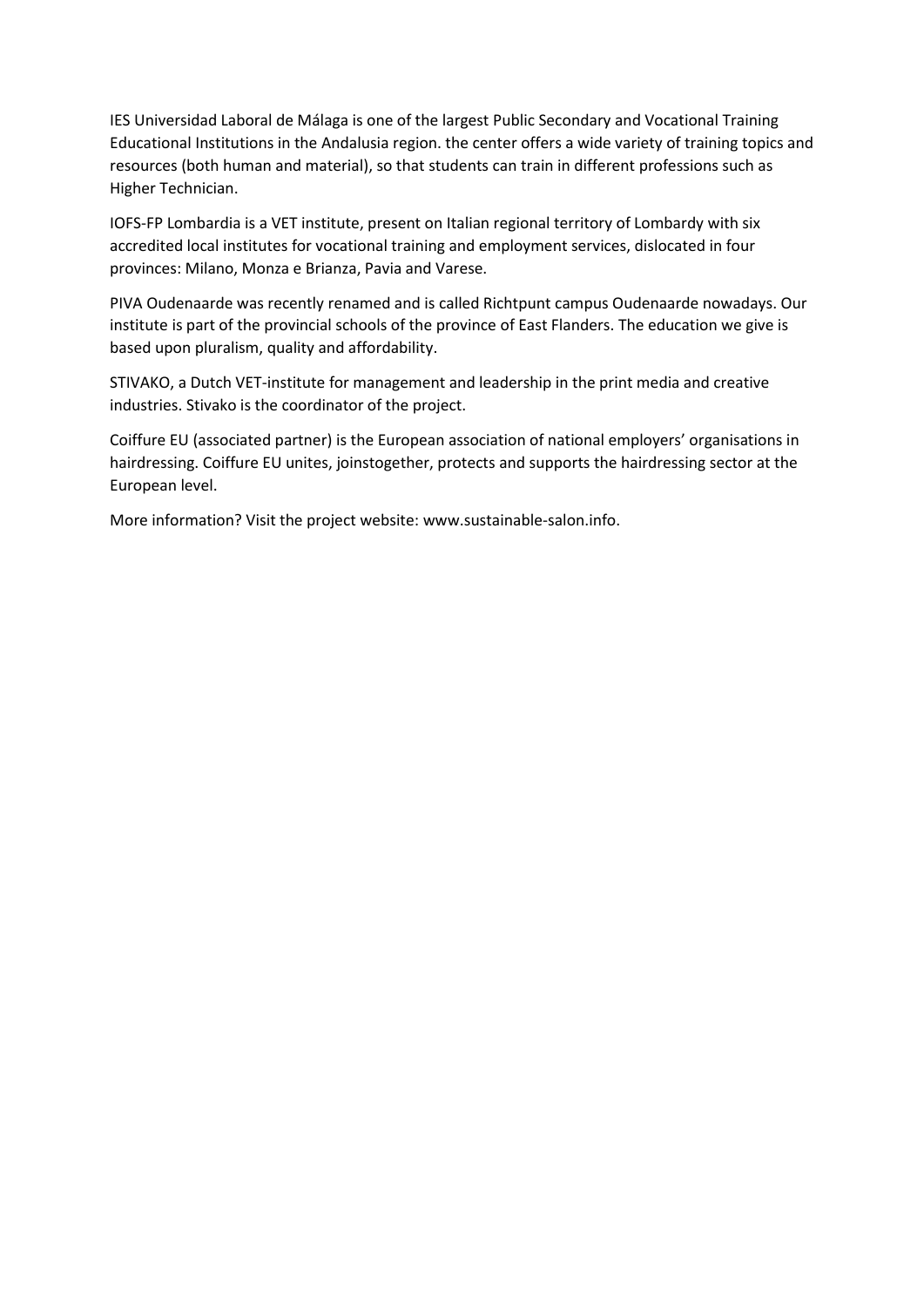IES Universidad Laboral de Málaga is one of the largest Public Secondary and Vocational Training Educational Institutions in the Andalusia region. the center offers a wide variety of training topics and resources (both human and material), so that students can train in different professions such as Higher Technician.

IOFS-FP Lombardia is a VET institute, present on Italian regional territory of Lombardy with six accredited local institutes for vocational training and employment services, dislocated in four provinces: Milano, Monza e Brianza, Pavia and Varese.

PIVA Oudenaarde was recently renamed and is called Richtpunt campus Oudenaarde nowadays. Our institute is part of the provincial schools of the province of East Flanders. The education we give is based upon pluralism, quality and affordability.

STIVAKO, a Dutch VET-institute for management and leadership in the print media and creative industries. Stivako is the coordinator of the project.

Coiffure EU (associated partner) is the European association of national employers' organisations in hairdressing. Coiffure EU unites, joinstogether, protects and supports the hairdressing sector at the European level.

More information? Visit the project website: www.sustainable-salon.info.